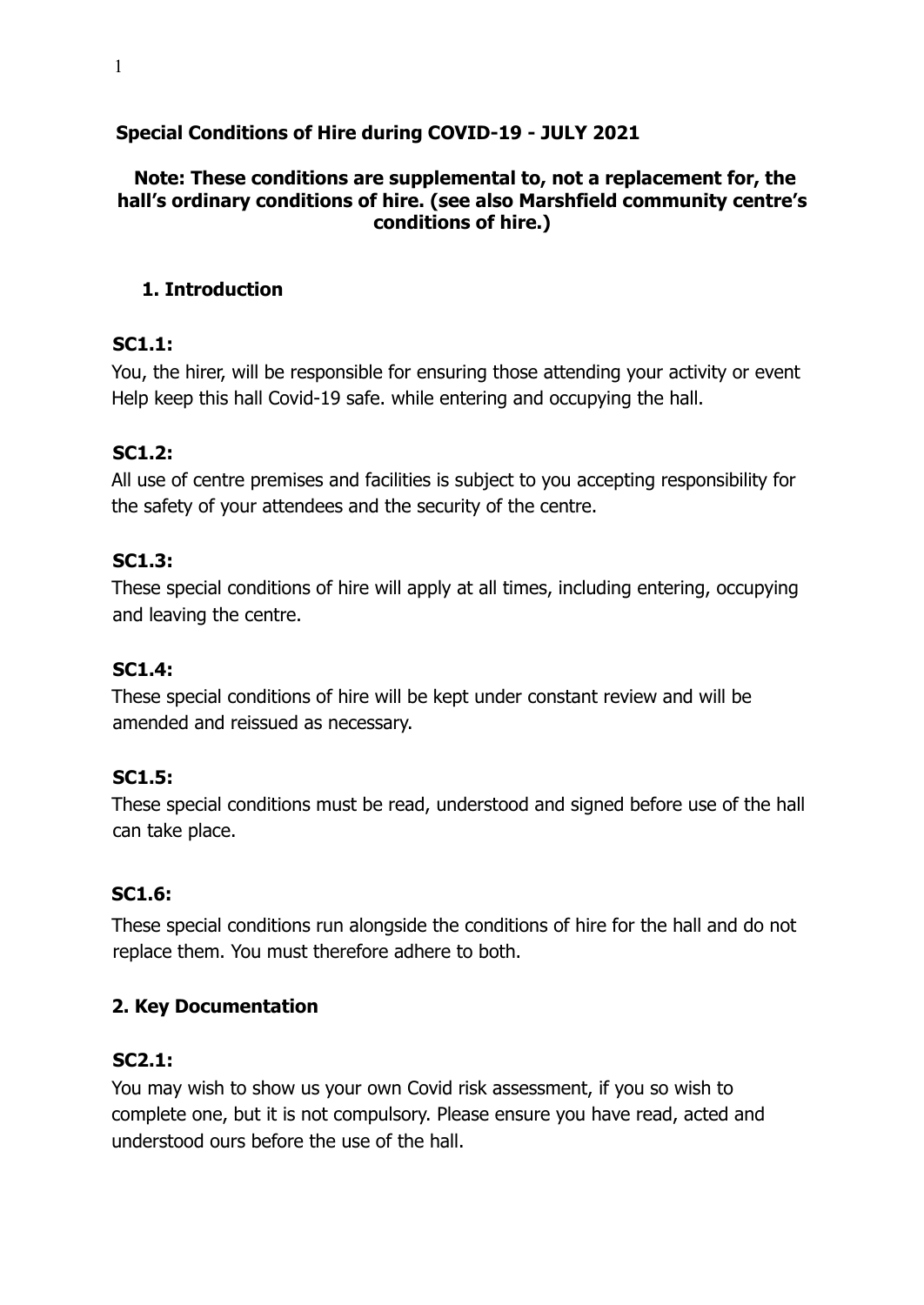# Special Conditions of Hire during COVID-19 - JULY 2021

**Note: These conditions are supplemental to, not a replacement for, the hall's ordinary conditions of hire. (see also Marshfield community centre's conditions of hire.)**

## 1. Introduction

**SC1.1:**

You, the hirer, will be responsible for ensuring those attending your activity or event Help keep this hall Covid-19 safe. while entering and occupying the hall.

**SC1.2:**

All use of centre premises and facilities is subject to you accepting responsibility for the safety of your attendees and the security of the centre.

**SC1.3:**

These special conditions of hire will apply at all times, including entering, occupying and leaving the centre.

**SC1.4:**

These special conditions of hire will be kept under constant review and will be amended and reissued as necessary.

**SC1.5:**

These special conditions must be read, understood and signed before use of the hall can take place.

**SC1.6:**

These special conditions run alongside the conditions of hire for the hall and do not replace them. You must therefore adhere to both.

## 2. Key Documentation

**SC2.1:**

You may wish to show us your own Covid risk assessment, if you so wish to complete one, but it is not compulsory. Please ensure you have read, acted and understood ours before the use of the hall.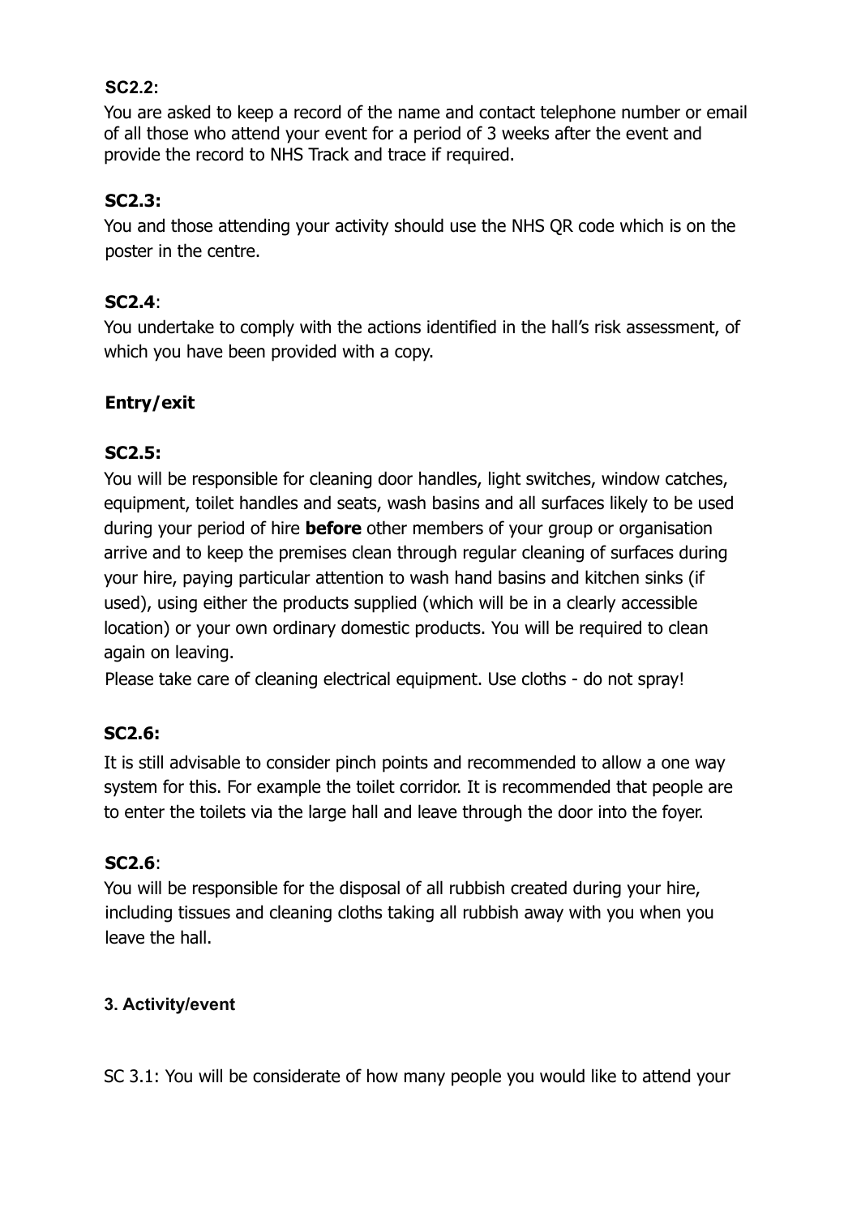**SC2.2**:
You are asked to keep a record of the name and contact telephone number or email of all those who attend your event for a period of 3 weeks after the event and provide the record to NHS Track and trace if required.

**SC2.3:**
You and those attending your activity should use the NHS QR code which is on the poster in the centre.

**SC2.4**:
You undertake to comply with the actions identified in the hall's risk assessment, of which you have been provided with a copy.

**Entry/exit**

**SC2.5:**
You will be responsible for cleaning door handles, light switches, window catches, equipment, toilet handles and seats, wash basins and all surfaces likely to be used during your period of hire **before** other members of your group or organisation arrive and to keep the premises clean through regular cleaning of surfaces during your hire, paying particular attention to wash hand basins and kitchen sinks (if used), using either the products supplied (which will be in a clearly accessible location) or your own ordinary domestic products. You will be required to clean again on leaving.
Please take care of cleaning electrical equipment. Use cloths - do not spray!

**SC2.6:**
It is still advisable to consider pinch points and recommended to allow a one way system for this. For example the toilet corridor. It is recommended that people are to enter the toilets via the large hall and leave through the door into the foyer.

**SC2.6**:
You will be responsible for the disposal of all rubbish created during your hire, including tissues and cleaning cloths taking all rubbish away with you when you leave the hall.

**3. Activity/event**

SC 3.1: You will be considerate of how many people you would like to attend your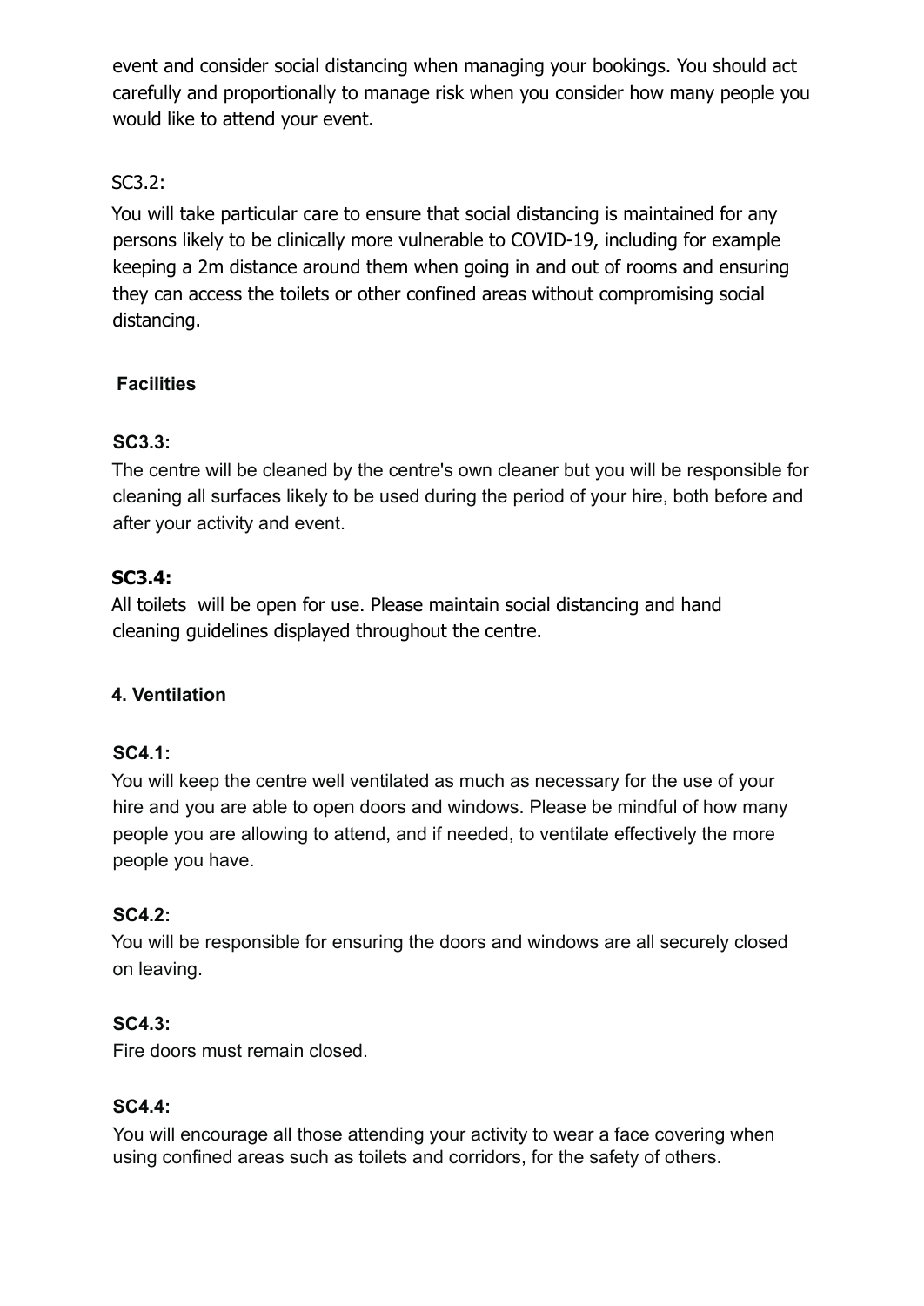event and consider social distancing when managing your bookings. You should act carefully and proportionally to manage risk when you consider how many people you would like to attend your event.

SC3.2:

You will take particular care to ensure that social distancing is maintained for any persons likely to be clinically more vulnerable to COVID-19, including for example keeping a 2m distance around them when going in and out of rooms and ensuring they can access the toilets or other confined areas without compromising social distancing.

### Facilities

**SC3.3:**

The centre will be cleaned by the centre's own cleaner but you will be responsible for cleaning all surfaces likely to be used during the period of your hire, both before and after your activity and event.

**SC3.4:**

All toilets will be open for use. Please maintain social distancing and hand cleaning guidelines displayed throughout the centre.

### 4. Ventilation

**SC4.1:**

You will keep the centre well ventilated as much as necessary for the use of your hire and you are able to open doors and windows. Please be mindful of how many people you are allowing to attend, and if needed, to ventilate effectively the more people you have.

**SC4.2:**

You will be responsible for ensuring the doors and windows are all securely closed on leaving.

**SC4.3:**

Fire doors must remain closed.

**SC4.4:**

You will encourage all those attending your activity to wear a face covering when using confined areas such as toilets and corridors, for the safety of others.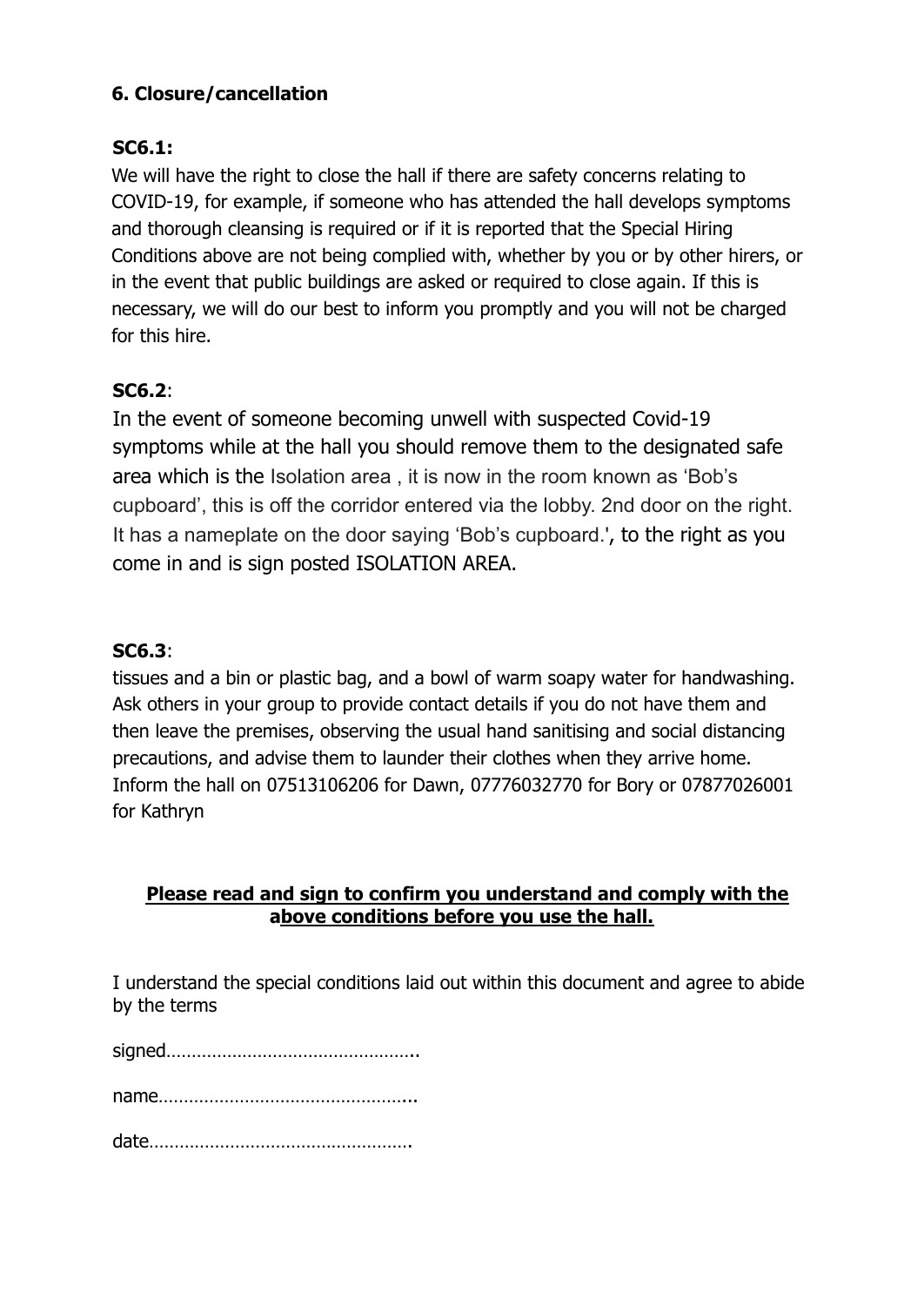### 6. Closure/cancellation

**SC6.1:**

We will have the right to close the hall if there are safety concerns relating to COVID-19, for example, if someone who has attended the hall develops symptoms and thorough cleansing is required or if it is reported that the Special Hiring Conditions above are not being complied with, whether by you or by other hirers, or in the event that public buildings are asked or required to close again. If this is necessary, we will do our best to inform you promptly and you will not be charged for this hire.

**SC6.2**:

In the event of someone becoming unwell with suspected Covid-19 symptoms while at the hall you should remove them to the designated safe area which is the Isolation area , it is now in the room known as 'Bob's cupboard', this is off the corridor entered via the lobby. 2nd door on the right. It has a nameplate on the door saying 'Bob's cupboard.', to the right as you come in and is sign posted ISOLATION AREA.

**SC6.3**:

tissues and a bin or plastic bag, and a bowl of warm soapy water for handwashing. Ask others in your group to provide contact details if you do not have them and then leave the premises, observing the usual hand sanitising and social distancing precautions, and advise them to launder their clothes when they arrive home. Inform the hall on 07513106206 for Dawn, 07776032770 for Bory or 07877026001 for Kathryn

**Please read and sign to confirm you understand and comply with the above conditions before you use the hall.**

I understand the special conditions laid out within this document and agree to abide by the terms

signed…………………………………………..

name…………………………………………..

date…………………………………………….